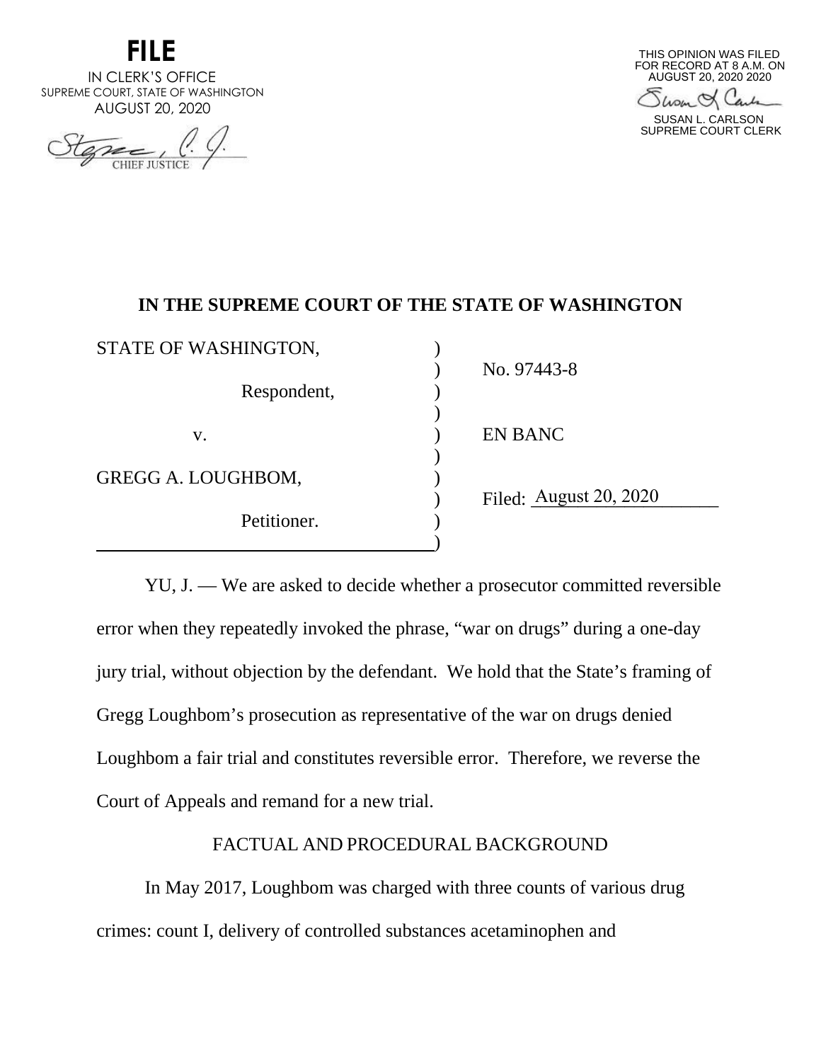**FILE**
IN CLERK'S OFFICE
SUPREME COURT, STATE OF WASHINGTON
AUGUST 20, 2020

CHIEF JUSTICE

THIS OPINION WAS FILED
FOR RECORD AT 8 A.M. ON
AUGUST 20, 2020 2020

SUSAN L. CARLSON
SUPREME COURT CLERK

# IN THE SUPREME COURT OF THE STATE OF WASHINGTON

| | | |
|---|---|---|
| STATE OF WASHINGTON, | ) | |
| | ) | No. 97443-8 |
| Respondent, | ) | |
| | ) | |
| v. | ) | EN BANC |
| | ) | |
| GREGG A. LOUGHBOM, | ) | |
| | ) | Filed: August 20, 2020 |
| Petitioner. | ) | |
| | ) | |

YU, J. — We are asked to decide whether a prosecutor committed reversible error when they repeatedly invoked the phrase, "war on drugs" during a one-day jury trial, without objection by the defendant. We hold that the State's framing of Gregg Loughbom's prosecution as representative of the war on drugs denied Loughbom a fair trial and constitutes reversible error. Therefore, we reverse the Court of Appeals and remand for a new trial.

## FACTUAL AND PROCEDURAL BACKGROUND

In May 2017, Loughbom was charged with three counts of various drug crimes: count I, delivery of controlled substances acetaminophen and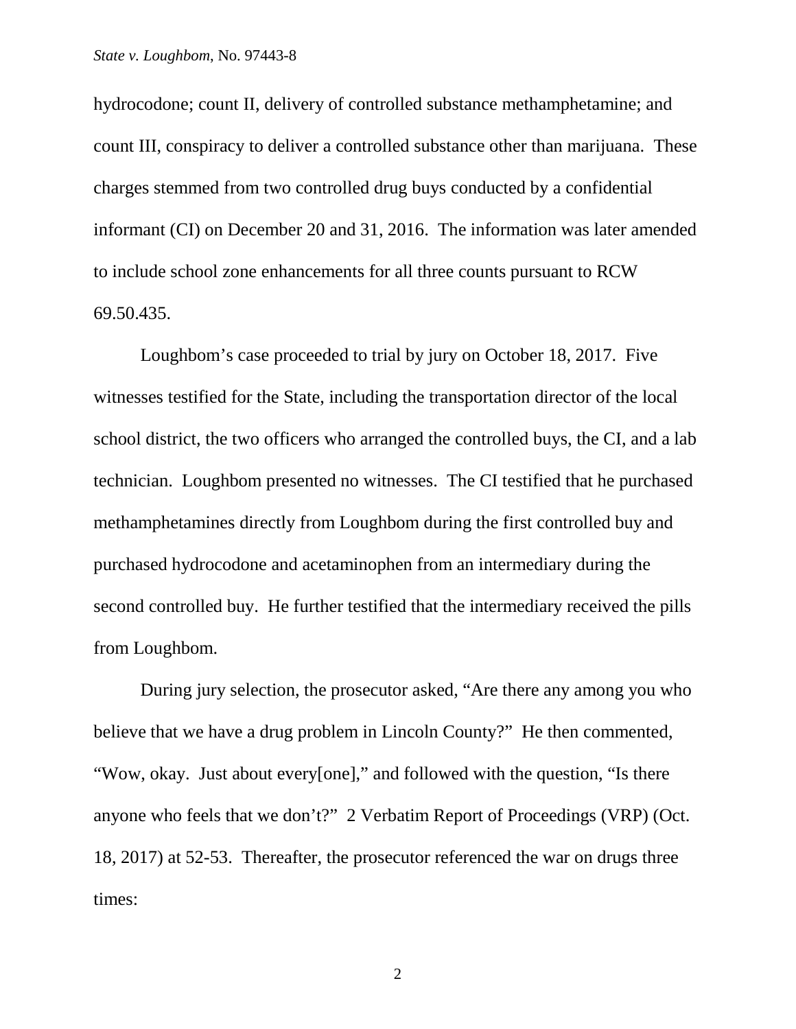hydrocodone; count II, delivery of controlled substance methamphetamine; and count III, conspiracy to deliver a controlled substance other than marijuana. These charges stemmed from two controlled drug buys conducted by a confidential informant (CI) on December 20 and 31, 2016. The information was later amended to include school zone enhancements for all three counts pursuant to RCW 69.50.435.

Loughbom's case proceeded to trial by jury on October 18, 2017. Five witnesses testified for the State, including the transportation director of the local school district, the two officers who arranged the controlled buys, the CI, and a lab technician. Loughbom presented no witnesses. The CI testified that he purchased methamphetamines directly from Loughbom during the first controlled buy and purchased hydrocodone and acetaminophen from an intermediary during the second controlled buy. He further testified that the intermediary received the pills from Loughbom.

During jury selection, the prosecutor asked, "Are there any among you who believe that we have a drug problem in Lincoln County?" He then commented, "Wow, okay. Just about every[one]," and followed with the question, "Is there anyone who feels that we don't?" 2 Verbatim Report of Proceedings (VRP) (Oct. 18, 2017) at 52-53. Thereafter, the prosecutor referenced the war on drugs three times: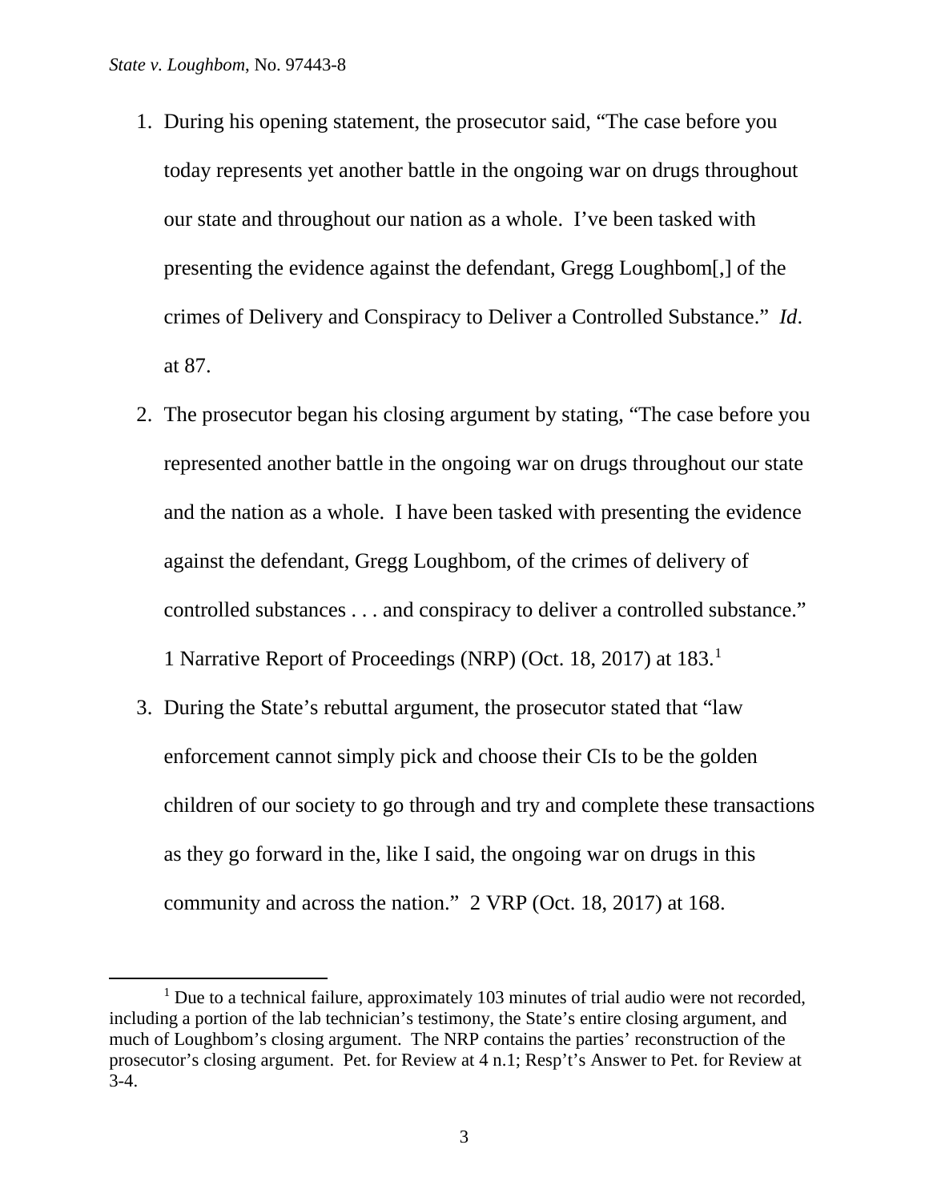1. During his opening statement, the prosecutor said, "The case before you today represents yet another battle in the ongoing war on drugs throughout our state and throughout our nation as a whole. I've been tasked with presenting the evidence against the defendant, Gregg Loughbom[,] of the crimes of Delivery and Conspiracy to Deliver a Controlled Substance." *Id*. at 87.
2. The prosecutor began his closing argument by stating, "The case before you represented another battle in the ongoing war on drugs throughout our state and the nation as a whole. I have been tasked with presenting the evidence against the defendant, Gregg Loughbom, of the crimes of delivery of controlled substances . . . and conspiracy to deliver a controlled substance." 1 Narrative Report of Proceedings (NRP) (Oct. 18, 2017) at 183.[1]
3. During the State's rebuttal argument, the prosecutor stated that "law enforcement cannot simply pick and choose their CIs to be the golden children of our society to go through and try and complete these transactions as they go forward in the, like I said, the ongoing war on drugs in this community and across the nation." 2 VRP (Oct. 18, 2017) at 168.

---

[1] Due to a technical failure, approximately 103 minutes of trial audio were not recorded, including a portion of the lab technician's testimony, the State's entire closing argument, and much of Loughbom's closing argument. The NRP contains the parties' reconstruction of the prosecutor's closing argument. Pet. for Review at 4 n.1; Resp't's Answer to Pet. for Review at 3-4.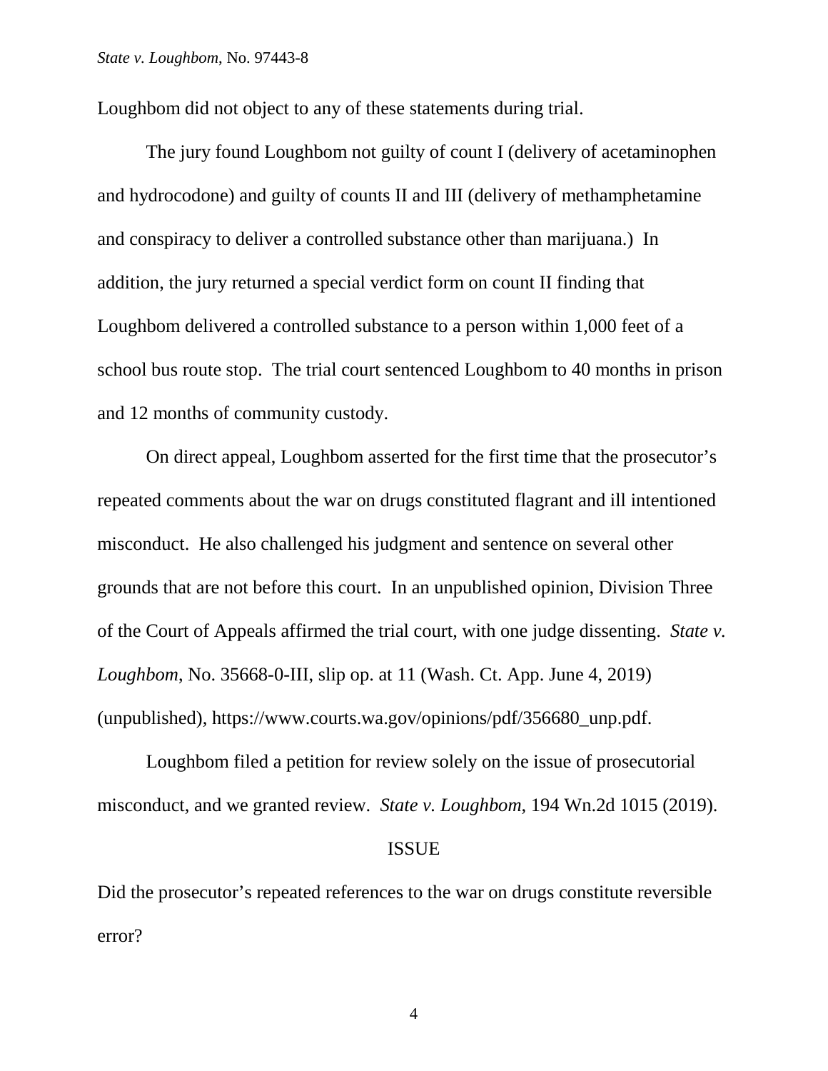Loughbom did not object to any of these statements during trial.

The jury found Loughbom not guilty of count I (delivery of acetaminophen and hydrocodone) and guilty of counts II and III (delivery of methamphetamine and conspiracy to deliver a controlled substance other than marijuana.) In addition, the jury returned a special verdict form on count II finding that Loughbom delivered a controlled substance to a person within 1,000 feet of a school bus route stop. The trial court sentenced Loughbom to 40 months in prison and 12 months of community custody.

On direct appeal, Loughbom asserted for the first time that the prosecutor's repeated comments about the war on drugs constituted flagrant and ill intentioned misconduct. He also challenged his judgment and sentence on several other grounds that are not before this court. In an unpublished opinion, Division Three of the Court of Appeals affirmed the trial court, with one judge dissenting. *State v. Loughbom*, No. 35668-0-III, slip op. at 11 (Wash. Ct. App. June 4, 2019) (unpublished), https://www.courts.wa.gov/opinions/pdf/356680_unp.pdf.

Loughbom filed a petition for review solely on the issue of prosecutorial misconduct, and we granted review. *State v. Loughbom*, 194 Wn.2d 1015 (2019).

## ISSUE

Did the prosecutor's repeated references to the war on drugs constitute reversible error?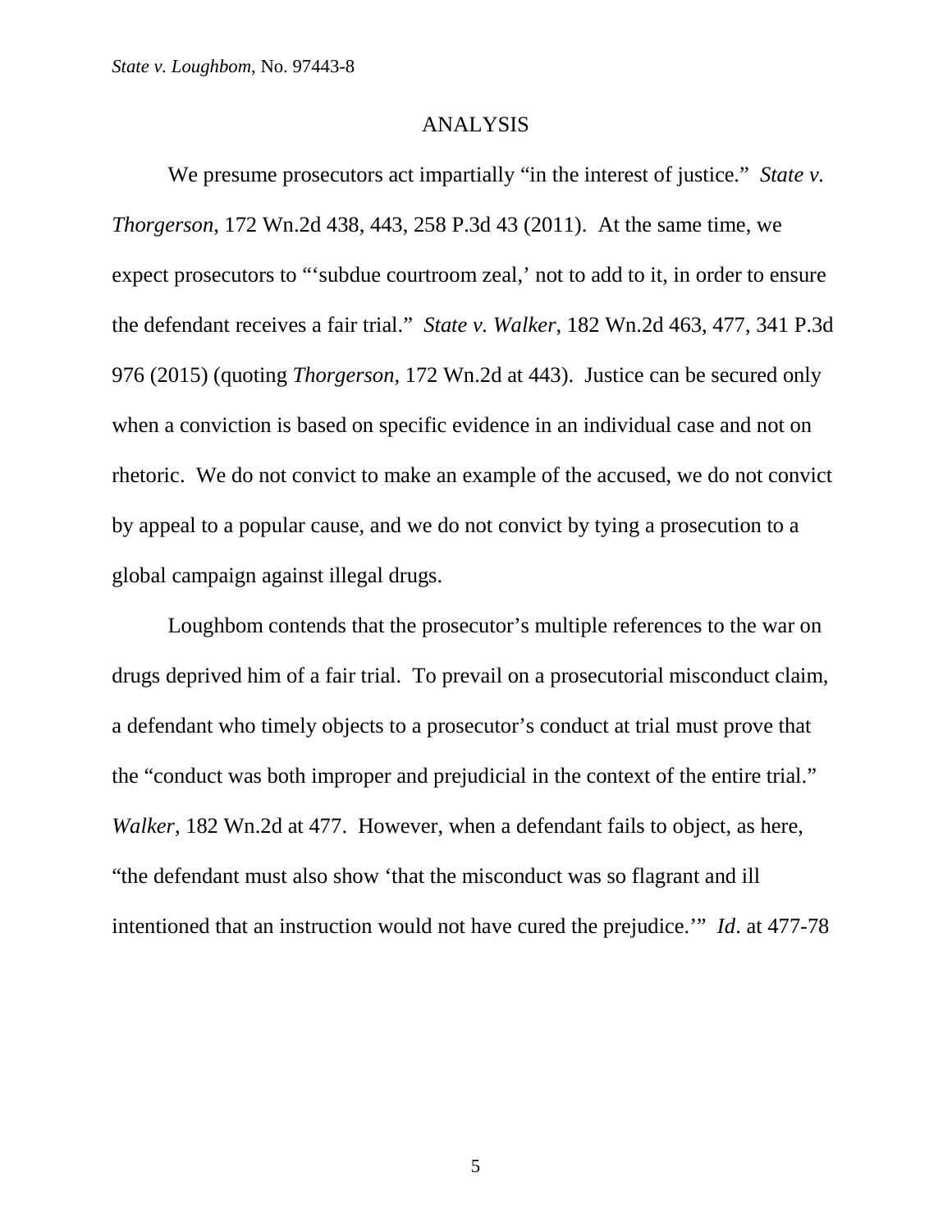## ANALYSIS

We presume prosecutors act impartially "in the interest of justice." *State v. Thorgerson*, 172 Wn.2d 438, 443, 258 P.3d 43 (2011). At the same time, we expect prosecutors to "'subdue courtroom zeal,' not to add to it, in order to ensure the defendant receives a fair trial." *State v. Walker*, 182 Wn.2d 463, 477, 341 P.3d 976 (2015) (quoting *Thorgerson*, 172 Wn.2d at 443). Justice can be secured only when a conviction is based on specific evidence in an individual case and not on rhetoric. We do not convict to make an example of the accused, we do not convict by appeal to a popular cause, and we do not convict by tying a prosecution to a global campaign against illegal drugs.

Loughbom contends that the prosecutor's multiple references to the war on drugs deprived him of a fair trial. To prevail on a prosecutorial misconduct claim, a defendant who timely objects to a prosecutor's conduct at trial must prove that the "conduct was both improper and prejudicial in the context of the entire trial." *Walker*, 182 Wn.2d at 477. However, when a defendant fails to object, as here, "the defendant must also show 'that the misconduct was so flagrant and ill intentioned that an instruction would not have cured the prejudice.'" *Id*. at 477-78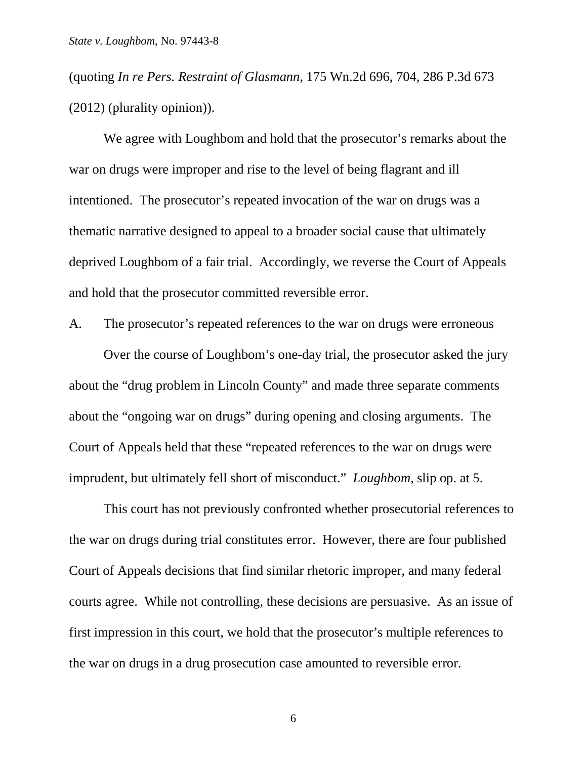(quoting *In re Pers. Restraint of Glasmann*, 175 Wn.2d 696, 704, 286 P.3d 673 (2012) (plurality opinion)).

We agree with Loughbom and hold that the prosecutor's remarks about the war on drugs were improper and rise to the level of being flagrant and ill intentioned. The prosecutor's repeated invocation of the war on drugs was a thematic narrative designed to appeal to a broader social cause that ultimately deprived Loughbom of a fair trial. Accordingly, we reverse the Court of Appeals and hold that the prosecutor committed reversible error.

A. The prosecutor's repeated references to the war on drugs were erroneous

Over the course of Loughbom's one-day trial, the prosecutor asked the jury about the "drug problem in Lincoln County" and made three separate comments about the "ongoing war on drugs" during opening and closing arguments. The Court of Appeals held that these "repeated references to the war on drugs were imprudent, but ultimately fell short of misconduct." *Loughbom*, slip op. at 5.

This court has not previously confronted whether prosecutorial references to the war on drugs during trial constitutes error. However, there are four published Court of Appeals decisions that find similar rhetoric improper, and many federal courts agree. While not controlling, these decisions are persuasive. As an issue of first impression in this court, we hold that the prosecutor's multiple references to the war on drugs in a drug prosecution case amounted to reversible error.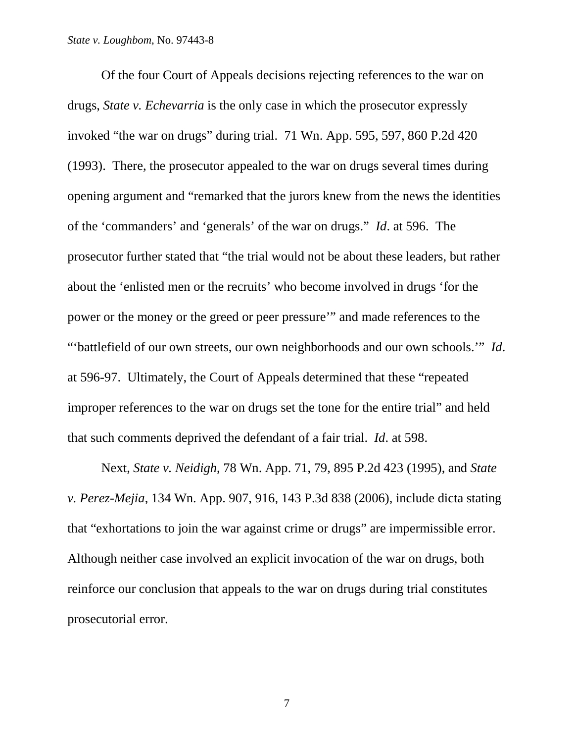Of the four Court of Appeals decisions rejecting references to the war on drugs, *State v. Echevarria* is the only case in which the prosecutor expressly invoked "the war on drugs" during trial. 71 Wn. App. 595, 597, 860 P.2d 420 (1993). There, the prosecutor appealed to the war on drugs several times during opening argument and "remarked that the jurors knew from the news the identities of the 'commanders' and 'generals' of the war on drugs." *Id*. at 596. The prosecutor further stated that "the trial would not be about these leaders, but rather about the 'enlisted men or the recruits' who become involved in drugs 'for the power or the money or the greed or peer pressure'" and made references to the "'battlefield of our own streets, our own neighborhoods and our own schools.'" *Id*. at 596-97. Ultimately, the Court of Appeals determined that these "repeated improper references to the war on drugs set the tone for the entire trial" and held that such comments deprived the defendant of a fair trial. *Id*. at 598.

Next, *State v. Neidigh*, 78 Wn. App. 71, 79, 895 P.2d 423 (1995), and *State v. Perez-Mejia*, 134 Wn. App. 907, 916, 143 P.3d 838 (2006), include dicta stating that "exhortations to join the war against crime or drugs" are impermissible error. Although neither case involved an explicit invocation of the war on drugs, both reinforce our conclusion that appeals to the war on drugs during trial constitutes prosecutorial error.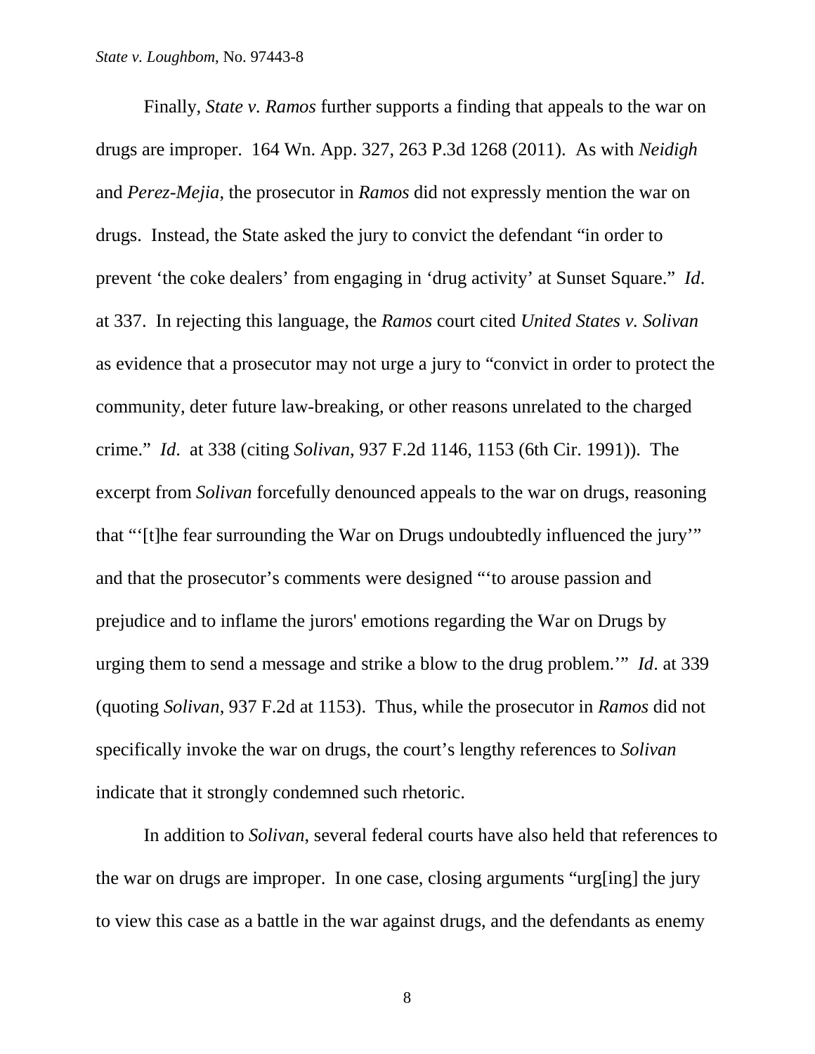Finally, *State v. Ramos* further supports a finding that appeals to the war on drugs are improper. 164 Wn. App. 327, 263 P.3d 1268 (2011). As with *Neidigh* and *Perez-Mejia*, the prosecutor in *Ramos* did not expressly mention the war on drugs. Instead, the State asked the jury to convict the defendant "in order to prevent 'the coke dealers' from engaging in 'drug activity' at Sunset Square." *Id*. at 337. In rejecting this language, the *Ramos* court cited *United States v. Solivan* as evidence that a prosecutor may not urge a jury to "convict in order to protect the community, deter future law-breaking, or other reasons unrelated to the charged crime." *Id*. at 338 (citing *Solivan*, 937 F.2d 1146, 1153 (6th Cir. 1991)). The excerpt from *Solivan* forcefully denounced appeals to the war on drugs, reasoning that "'[t]he fear surrounding the War on Drugs undoubtedly influenced the jury'" and that the prosecutor's comments were designed "'to arouse passion and prejudice and to inflame the jurors' emotions regarding the War on Drugs by urging them to send a message and strike a blow to the drug problem.'" *Id*. at 339 (quoting *Solivan*, 937 F.2d at 1153). Thus, while the prosecutor in *Ramos* did not specifically invoke the war on drugs, the court's lengthy references to *Solivan* indicate that it strongly condemned such rhetoric.

In addition to *Solivan*, several federal courts have also held that references to the war on drugs are improper. In one case, closing arguments "urg[ing] the jury to view this case as a battle in the war against drugs, and the defendants as enemy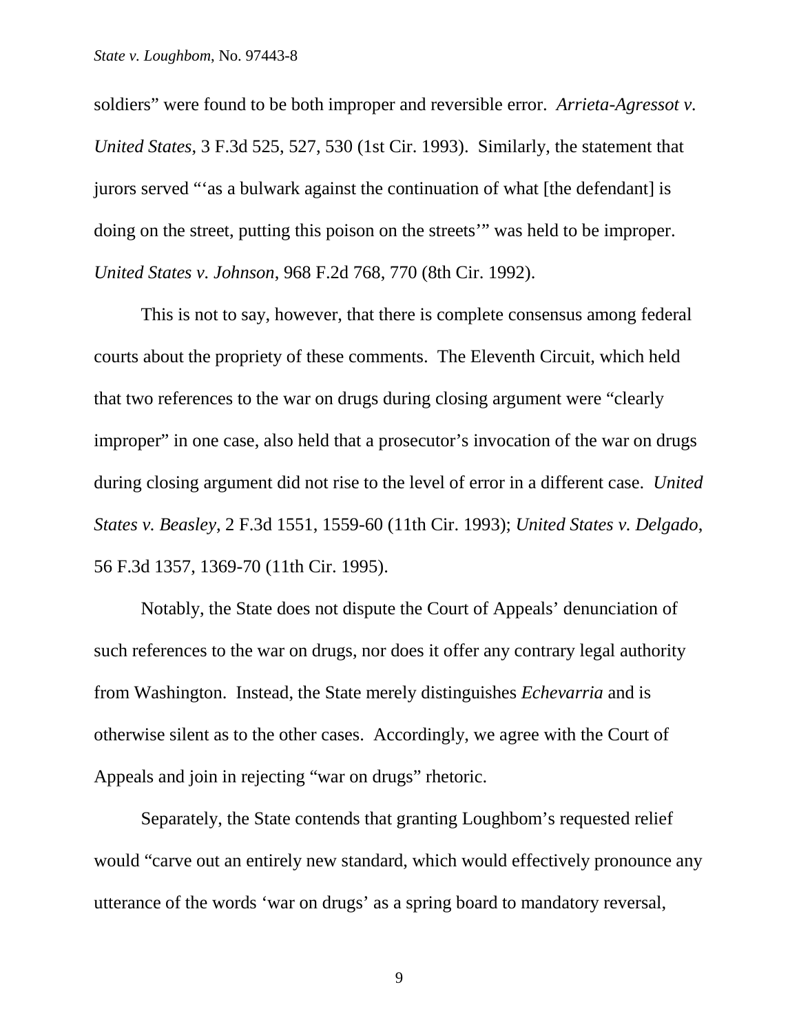soldiers" were found to be both improper and reversible error. *Arrieta-Agressot v. United States*, 3 F.3d 525, 527, 530 (1st Cir. 1993). Similarly, the statement that jurors served "'as a bulwark against the continuation of what [the defendant] is doing on the street, putting this poison on the streets'" was held to be improper. *United States v. Johnson*, 968 F.2d 768, 770 (8th Cir. 1992).

This is not to say, however, that there is complete consensus among federal courts about the propriety of these comments. The Eleventh Circuit, which held that two references to the war on drugs during closing argument were "clearly improper" in one case, also held that a prosecutor's invocation of the war on drugs during closing argument did not rise to the level of error in a different case. *United States v. Beasley*, 2 F.3d 1551, 1559-60 (11th Cir. 1993); *United States v. Delgado*, 56 F.3d 1357, 1369-70 (11th Cir. 1995).

Notably, the State does not dispute the Court of Appeals' denunciation of such references to the war on drugs, nor does it offer any contrary legal authority from Washington. Instead, the State merely distinguishes *Echevarria* and is otherwise silent as to the other cases. Accordingly, we agree with the Court of Appeals and join in rejecting "war on drugs" rhetoric.

Separately, the State contends that granting Loughbom's requested relief would "carve out an entirely new standard, which would effectively pronounce any utterance of the words 'war on drugs' as a spring board to mandatory reversal,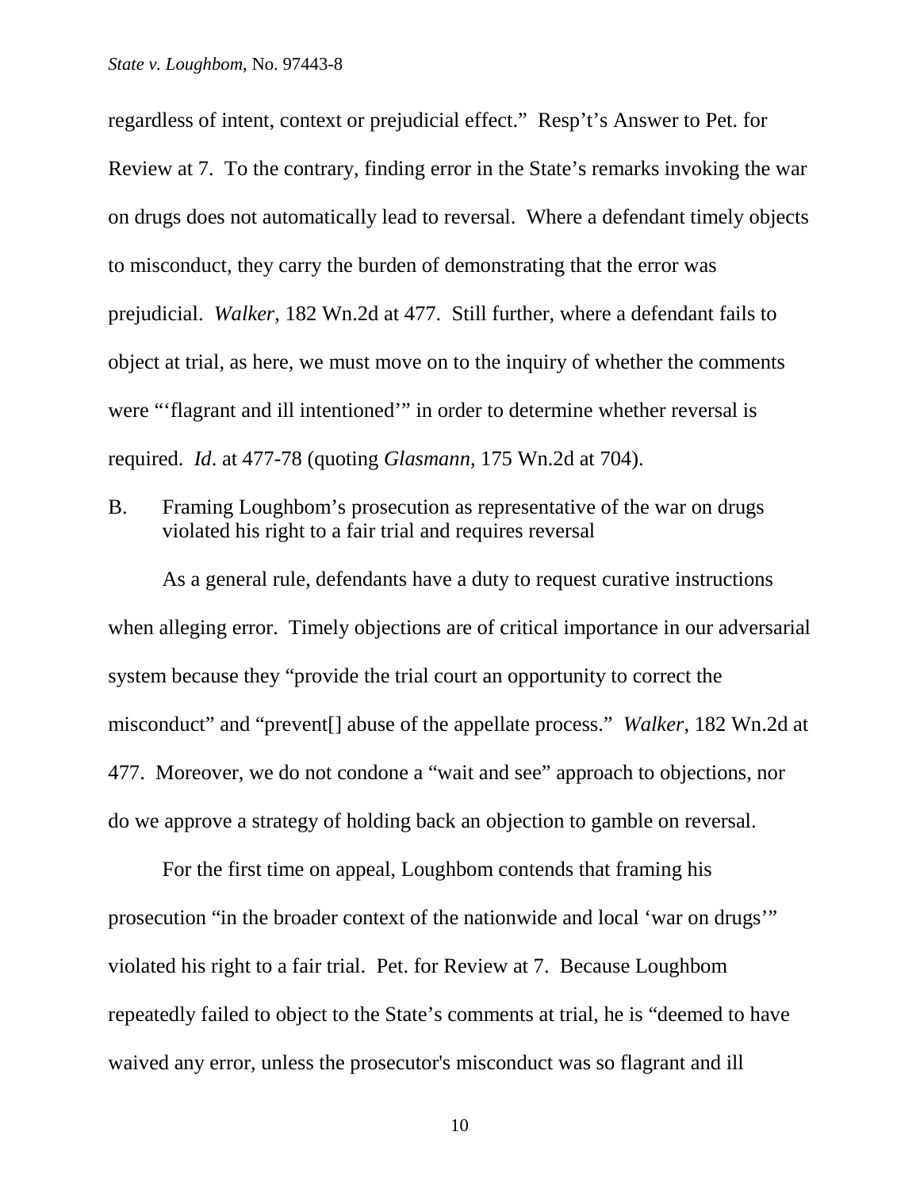regardless of intent, context or prejudicial effect." Resp't's Answer to Pet. for Review at 7. To the contrary, finding error in the State's remarks invoking the war on drugs does not automatically lead to reversal. Where a defendant timely objects to misconduct, they carry the burden of demonstrating that the error was prejudicial. *Walker*, 182 Wn.2d at 477. Still further, where a defendant fails to object at trial, as here, we must move on to the inquiry of whether the comments were "'flagrant and ill intentioned'" in order to determine whether reversal is required. *Id*. at 477-78 (quoting *Glasmann*, 175 Wn.2d at 704).

B. Framing Loughbom's prosecution as representative of the war on drugs violated his right to a fair trial and requires reversal

As a general rule, defendants have a duty to request curative instructions when alleging error. Timely objections are of critical importance in our adversarial system because they "provide the trial court an opportunity to correct the misconduct" and "prevent[] abuse of the appellate process." *Walker*, 182 Wn.2d at 477. Moreover, we do not condone a "wait and see" approach to objections, nor do we approve a strategy of holding back an objection to gamble on reversal.

For the first time on appeal, Loughbom contends that framing his prosecution "in the broader context of the nationwide and local 'war on drugs'" violated his right to a fair trial. Pet. for Review at 7. Because Loughbom repeatedly failed to object to the State's comments at trial, he is "deemed to have waived any error, unless the prosecutor's misconduct was so flagrant and ill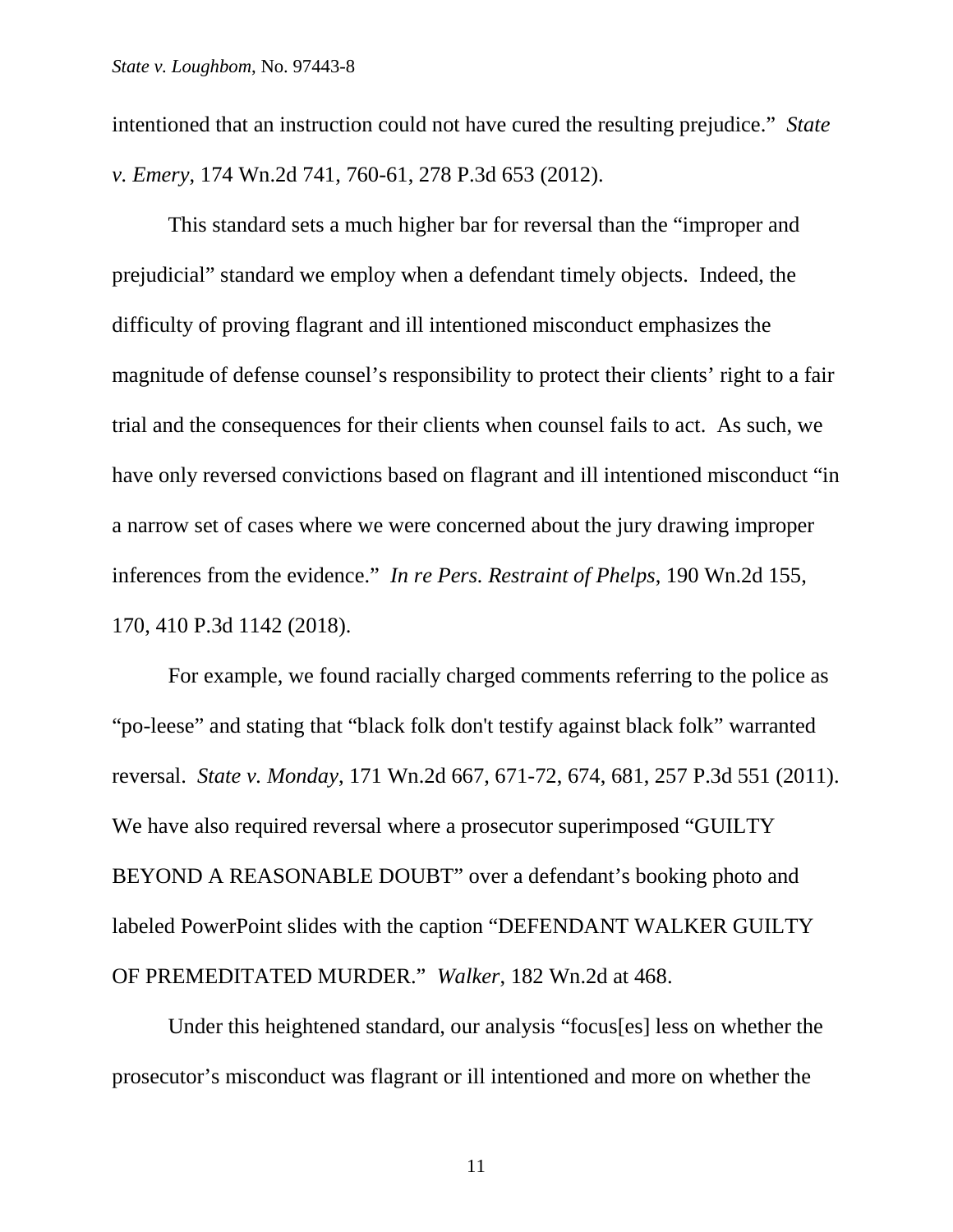intentioned that an instruction could not have cured the resulting prejudice." *State v. Emery*, 174 Wn.2d 741, 760-61, 278 P.3d 653 (2012).

This standard sets a much higher bar for reversal than the "improper and prejudicial" standard we employ when a defendant timely objects. Indeed, the difficulty of proving flagrant and ill intentioned misconduct emphasizes the magnitude of defense counsel's responsibility to protect their clients' right to a fair trial and the consequences for their clients when counsel fails to act. As such, we have only reversed convictions based on flagrant and ill intentioned misconduct "in a narrow set of cases where we were concerned about the jury drawing improper inferences from the evidence." *In re Pers. Restraint of Phelps*, 190 Wn.2d 155, 170, 410 P.3d 1142 (2018).

For example, we found racially charged comments referring to the police as "po-leese" and stating that "black folk don't testify against black folk" warranted reversal. *State v. Monday*, 171 Wn.2d 667, 671-72, 674, 681, 257 P.3d 551 (2011). We have also required reversal where a prosecutor superimposed "GUILTY BEYOND A REASONABLE DOUBT" over a defendant's booking photo and labeled PowerPoint slides with the caption "DEFENDANT WALKER GUILTY OF PREMEDITATED MURDER." *Walker*, 182 Wn.2d at 468.

Under this heightened standard, our analysis "focus[es] less on whether the prosecutor's misconduct was flagrant or ill intentioned and more on whether the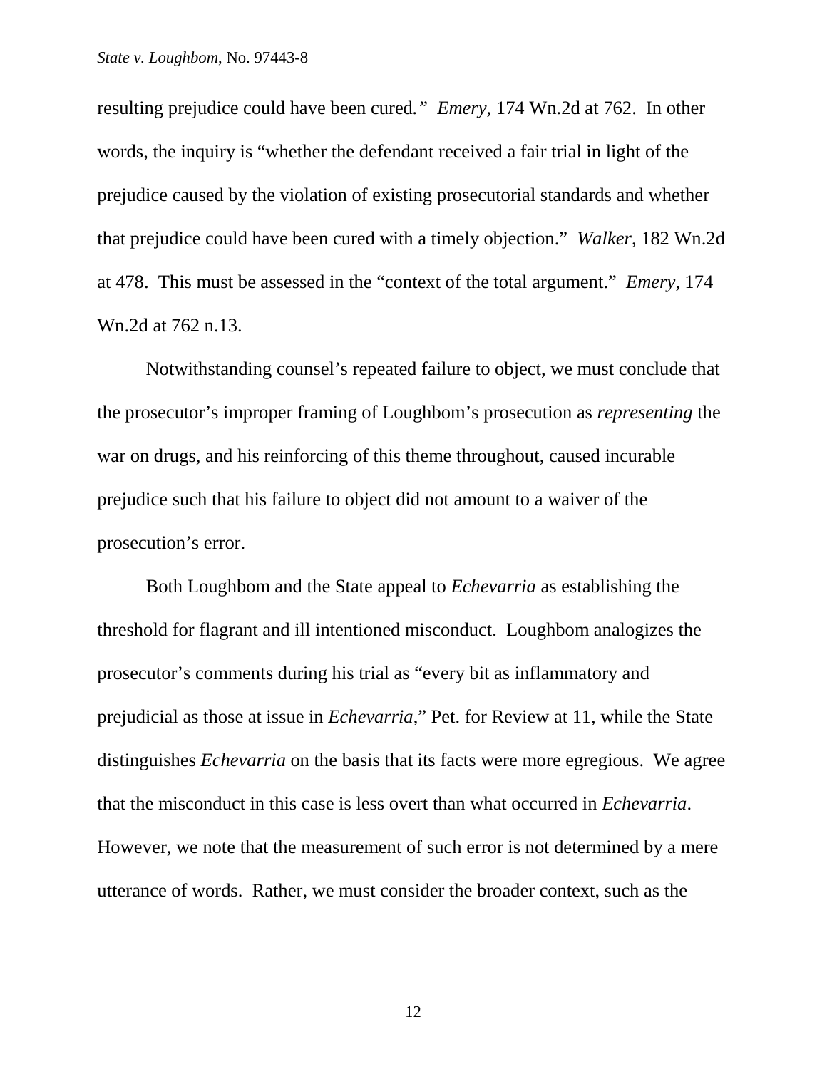resulting prejudice could have been cured.” *Emery*, 174 Wn.2d at 762. In other words, the inquiry is “whether the defendant received a fair trial in light of the prejudice caused by the violation of existing prosecutorial standards and whether that prejudice could have been cured with a timely objection.” *Walker*, 182 Wn.2d at 478. This must be assessed in the “context of the total argument.” *Emery*, 174 Wn.2d at 762 n.13.

Notwithstanding counsel’s repeated failure to object, we must conclude that the prosecutor’s improper framing of Loughbom’s prosecution as *representing* the war on drugs, and his reinforcing of this theme throughout, caused incurable prejudice such that his failure to object did not amount to a waiver of the prosecution’s error.

Both Loughbom and the State appeal to *Echevarria* as establishing the threshold for flagrant and ill intentioned misconduct. Loughbom analogizes the prosecutor’s comments during his trial as “every bit as inflammatory and prejudicial as those at issue in *Echevarria*,” Pet. for Review at 11, while the State distinguishes *Echevarria* on the basis that its facts were more egregious. We agree that the misconduct in this case is less overt than what occurred in *Echevarria*. However, we note that the measurement of such error is not determined by a mere utterance of words. Rather, we must consider the broader context, such as the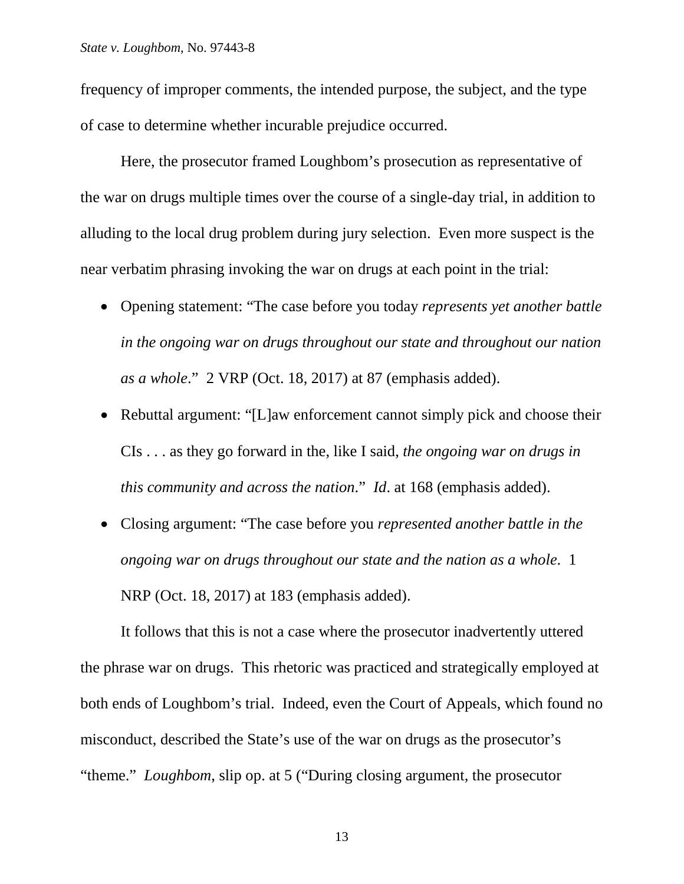frequency of improper comments, the intended purpose, the subject, and the type of case to determine whether incurable prejudice occurred.

Here, the prosecutor framed Loughbom's prosecution as representative of the war on drugs multiple times over the course of a single-day trial, in addition to alluding to the local drug problem during jury selection. Even more suspect is the near verbatim phrasing invoking the war on drugs at each point in the trial:

- Opening statement: "The case before you today *represents yet another battle in the ongoing war on drugs throughout our state and throughout our nation as a whole*." 2 VRP (Oct. 18, 2017) at 87 (emphasis added).
- Rebuttal argument: "[L]aw enforcement cannot simply pick and choose their CIs . . . as they go forward in the, like I said, *the ongoing war on drugs in this community and across the nation*." *Id*. at 168 (emphasis added).
- Closing argument: "The case before you *represented another battle in the ongoing war on drugs throughout our state and the nation as a whole*. 1 NRP (Oct. 18, 2017) at 183 (emphasis added).

It follows that this is not a case where the prosecutor inadvertently uttered the phrase war on drugs. This rhetoric was practiced and strategically employed at both ends of Loughbom's trial. Indeed, even the Court of Appeals, which found no misconduct, described the State's use of the war on drugs as the prosecutor's "theme." *Loughbom*, slip op. at 5 ("During closing argument, the prosecutor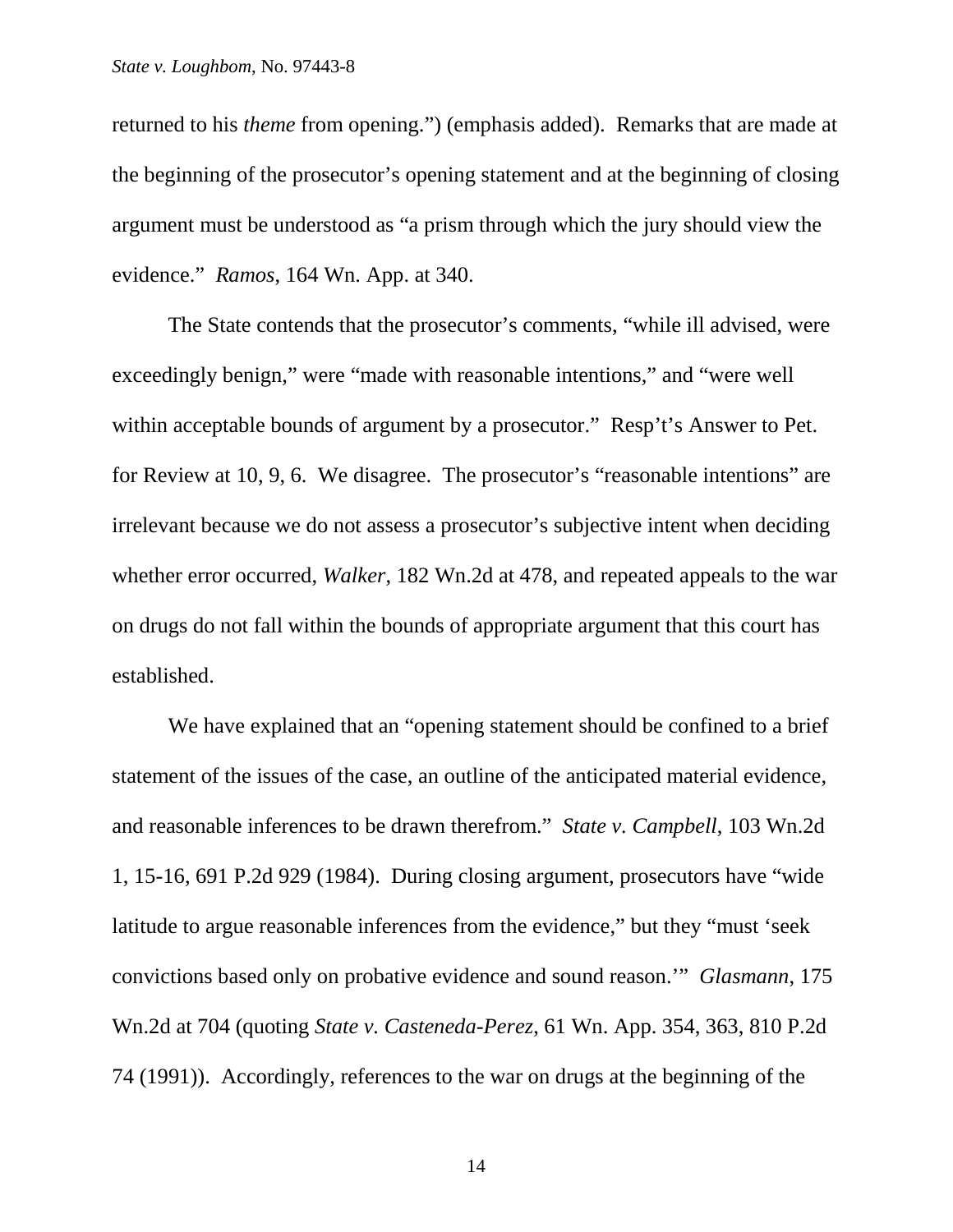returned to his *theme* from opening.") (emphasis added). Remarks that are made at the beginning of the prosecutor's opening statement and at the beginning of closing argument must be understood as "a prism through which the jury should view the evidence." *Ramos*, 164 Wn. App. at 340.

The State contends that the prosecutor's comments, "while ill advised, were exceedingly benign," were "made with reasonable intentions," and "were well within acceptable bounds of argument by a prosecutor." Resp't's Answer to Pet. for Review at 10, 9, 6. We disagree. The prosecutor's "reasonable intentions" are irrelevant because we do not assess a prosecutor's subjective intent when deciding whether error occurred, *Walker*, 182 Wn.2d at 478, and repeated appeals to the war on drugs do not fall within the bounds of appropriate argument that this court has established.

We have explained that an "opening statement should be confined to a brief statement of the issues of the case, an outline of the anticipated material evidence, and reasonable inferences to be drawn therefrom." *State v. Campbell*, 103 Wn.2d 1, 15-16, 691 P.2d 929 (1984). During closing argument, prosecutors have "wide latitude to argue reasonable inferences from the evidence," but they "must 'seek convictions based only on probative evidence and sound reason.'" *Glasmann*, 175 Wn.2d at 704 (quoting *State v. Casteneda-Perez*, 61 Wn. App. 354, 363, 810 P.2d 74 (1991)). Accordingly, references to the war on drugs at the beginning of the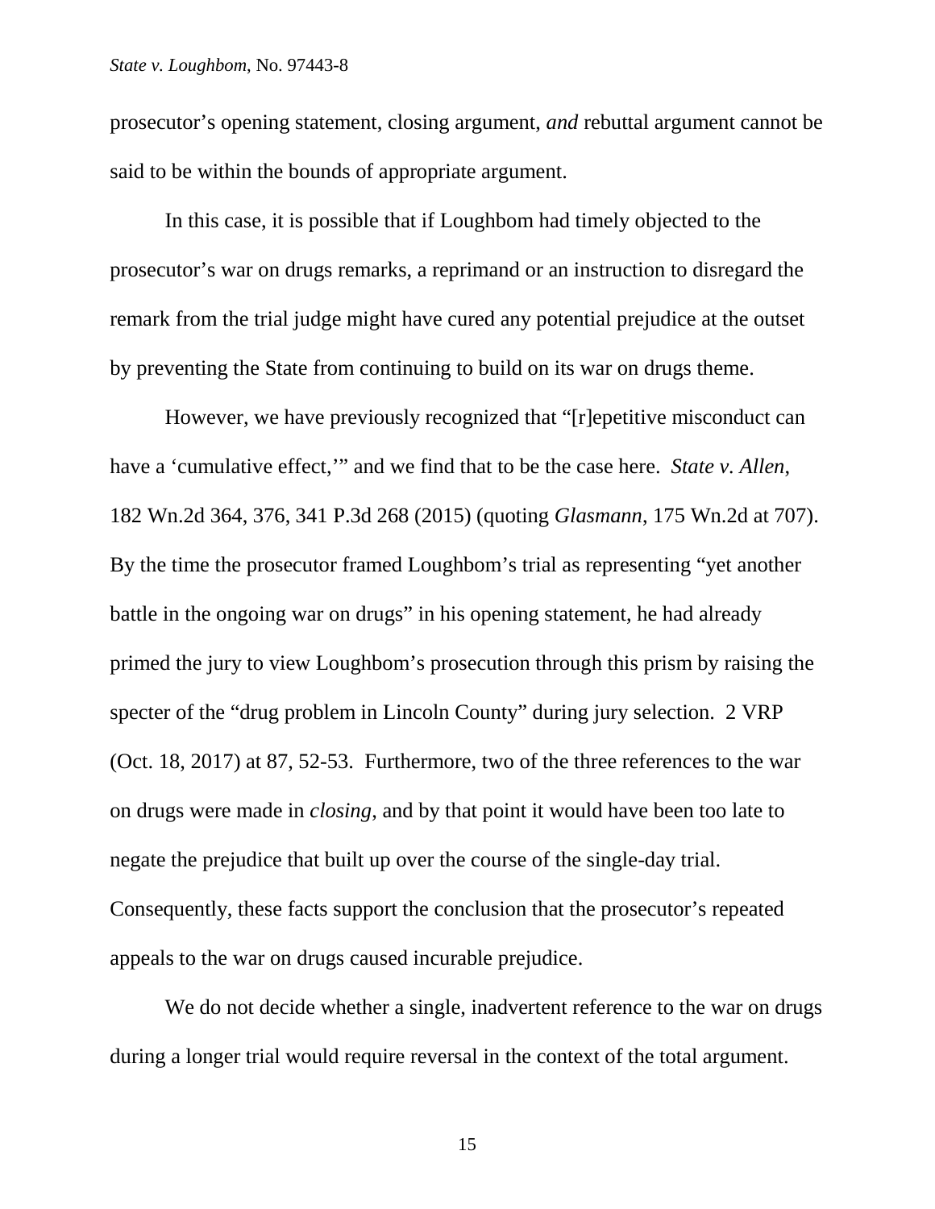prosecutor's opening statement, closing argument, *and* rebuttal argument cannot be said to be within the bounds of appropriate argument.

In this case, it is possible that if Loughbom had timely objected to the prosecutor's war on drugs remarks, a reprimand or an instruction to disregard the remark from the trial judge might have cured any potential prejudice at the outset by preventing the State from continuing to build on its war on drugs theme.

However, we have previously recognized that "[r]epetitive misconduct can have a 'cumulative effect,'" and we find that to be the case here. *State v. Allen*, 182 Wn.2d 364, 376, 341 P.3d 268 (2015) (quoting *Glasmann*, 175 Wn.2d at 707). By the time the prosecutor framed Loughbom's trial as representing "yet another battle in the ongoing war on drugs" in his opening statement, he had already primed the jury to view Loughbom's prosecution through this prism by raising the specter of the "drug problem in Lincoln County" during jury selection. 2 VRP (Oct. 18, 2017) at 87, 52-53. Furthermore, two of the three references to the war on drugs were made in *closing*, and by that point it would have been too late to negate the prejudice that built up over the course of the single-day trial. Consequently, these facts support the conclusion that the prosecutor's repeated appeals to the war on drugs caused incurable prejudice.

We do not decide whether a single, inadvertent reference to the war on drugs during a longer trial would require reversal in the context of the total argument.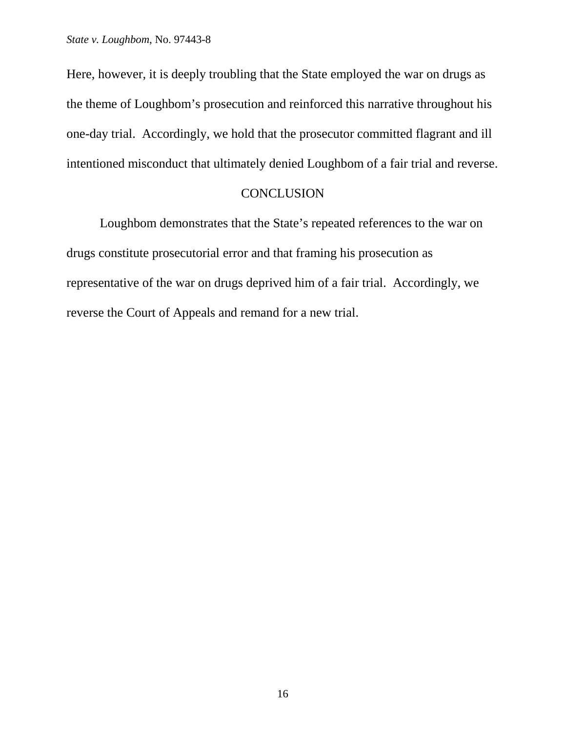Here, however, it is deeply troubling that the State employed the war on drugs as the theme of Loughbom's prosecution and reinforced this narrative throughout his one-day trial. Accordingly, we hold that the prosecutor committed flagrant and ill intentioned misconduct that ultimately denied Loughbom of a fair trial and reverse.

## CONCLUSION

Loughbom demonstrates that the State's repeated references to the war on drugs constitute prosecutorial error and that framing his prosecution as representative of the war on drugs deprived him of a fair trial. Accordingly, we reverse the Court of Appeals and remand for a new trial.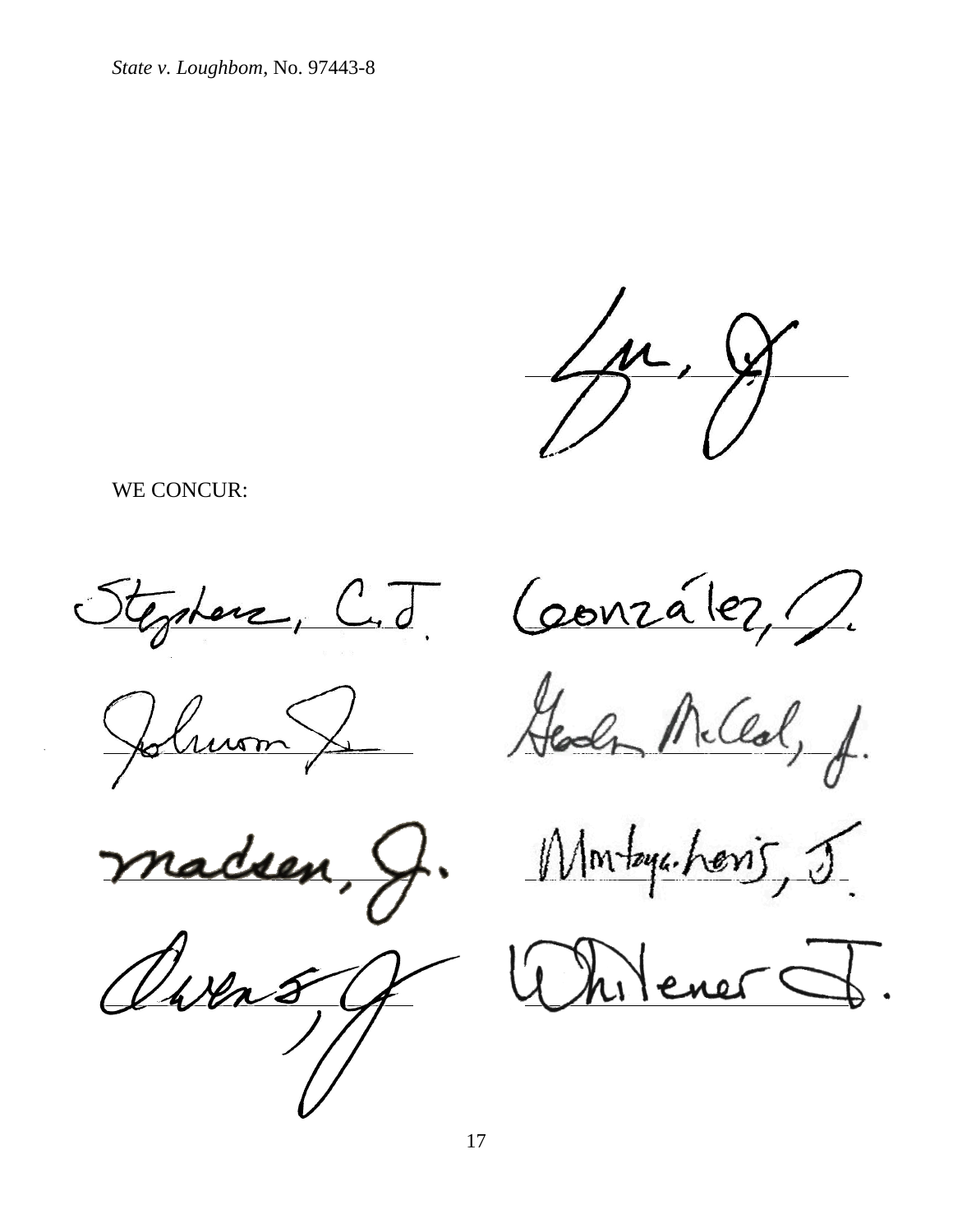Yu, J.

WE CONCUR:

Stephens, C.J. | González, J.
Johnson, J. | Gordon McCloud, J.
Madsen, J. | Montoya-Lewis, J.
Owens, J. | Whitener, J.